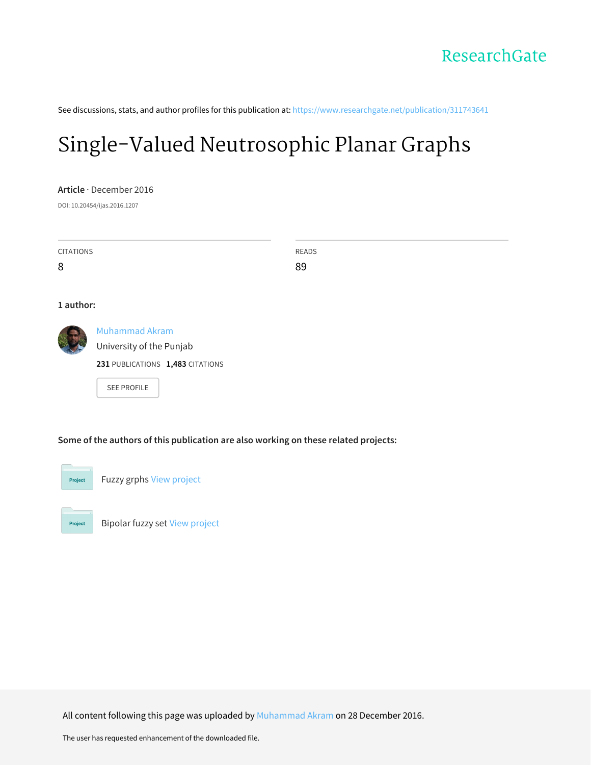ResearchGate

See discussions, stats, and author profiles for this publication at: https://www.researchgate.net/publication/311743641

# Single-Valued Neutrosophic Planar Graphs

**Article** · December 2016

DOI: 10.20454/ijas.2016.1207

| CITATIONS | READS |
| --- | --- |
| 8 | 89 |

**1 author:**

Muhammad Akram
University of the Punjab
**231** PUBLICATIONS **1,483** CITATIONS

SEE PROFILE

**Some of the authors of this publication are also working on these related projects:**

Fuzzy grphs View project

Bipolar fuzzy set View project

All content following this page was uploaded by Muhammad Akram on 28 December 2016.

The user has requested enhancement of the downloaded file.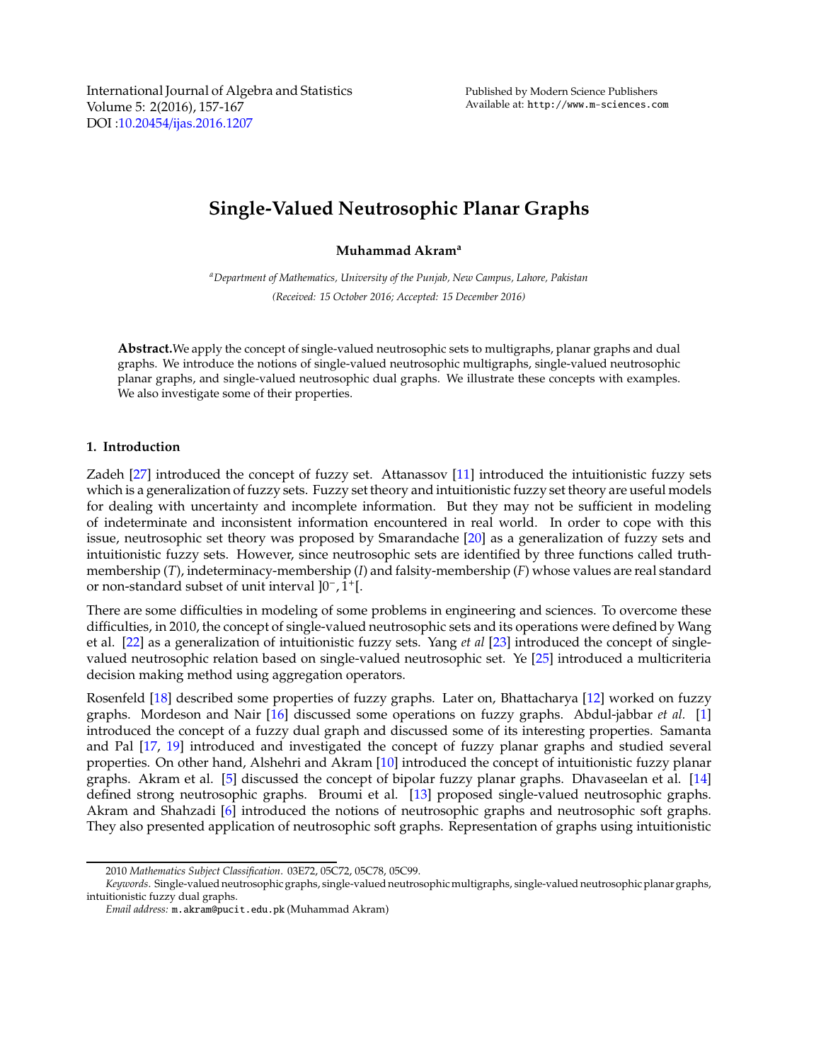International Journal of Algebra and Statistics
Volume 5: 2(2016), 157-167
DOI :10.20454/ijas.2016.1207

Published by Modern Science Publishers
Available at: http://www.m-sciences.com

# Single-Valued Neutrosophic Planar Graphs

**Muhammad Akram**[a]

[a]*Department of Mathematics, University of the Punjab, New Campus, Lahore, Pakistan*

*(Received: 15 October 2016; Accepted: 15 December 2016)*

**Abstract.** We apply the concept of single-valued neutrosophic sets to multigraphs, planar graphs and dual graphs. We introduce the notions of single-valued neutrosophic multigraphs, single-valued neutrosophic planar graphs, and single-valued neutrosophic dual graphs. We illustrate these concepts with examples. We also investigate some of their properties.

## 1. Introduction

Zadeh [27] introduced the concept of fuzzy set. Attanassov [11] introduced the intuitionistic fuzzy sets which is a generalization of fuzzy sets. Fuzzy set theory and intuitionistic fuzzy set theory are useful models for dealing with uncertainty and incomplete information. But they may not be sufficient in modeling of indeterminate and inconsistent information encountered in real world. In order to cope with this issue, neutrosophic set theory was proposed by Smarandache [20] as a generalization of fuzzy sets and intuitionistic fuzzy sets. However, since neutrosophic sets are identified by three functions called truth-membership ($T$), indeterminacy-membership ($I$) and falsity-membership ($F$) whose values are real standard or non-standard subset of unit interval $]0^-, 1^+[$.

There are some difficulties in modeling of some problems in engineering and sciences. To overcome these difficulties, in 2010, the concept of single-valued neutrosophic sets and its operations were defined by Wang et al. [22] as a generalization of intuitionistic fuzzy sets. Yang *et al* [23] introduced the concept of single-valued neutrosophic relation based on single-valued neutrosophic set. Ye [25] introduced a multicriteria decision making method using aggregation operators.

Rosenfeld [18] described some properties of fuzzy graphs. Later on, Bhattacharya [12] worked on fuzzy graphs. Mordeson and Nair [16] discussed some operations on fuzzy graphs. Abdul-jabbar *et al.* [1] introduced the concept of a fuzzy dual graph and discussed some of its interesting properties. Samanta and Pal [17, 19] introduced and investigated the concept of fuzzy planar graphs and studied several properties. On other hand, Alshehri and Akram [10] introduced the concept of intuitionistic fuzzy planar graphs. Akram et al. [5] discussed the concept of bipolar fuzzy planar graphs. Dhavaseelan et al. [14] defined strong neutrosophic graphs. Broumi et al. [13] proposed single-valued neutrosophic graphs. Akram and Shahzadi [6] introduced the notions of neutrosophic graphs and neutrosophic soft graphs. They also presented application of neutrosophic soft graphs. Representation of graphs using intuitionistic

2010 *Mathematics Subject Classification*. 03E72, 05C72, 05C78, 05C99.
*Keywords*. Single-valued neutrosophic graphs, single-valued neutrosophic multigraphs, single-valued neutrosophic planar graphs, intuitionistic fuzzy dual graphs.
*Email address:* m.akram@pucit.edu.pk (Muhammad Akram)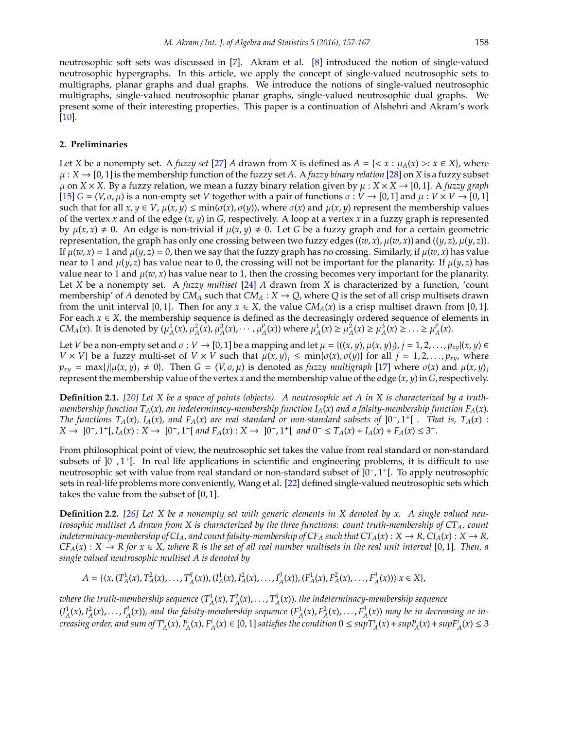neutrosophic soft sets was discussed in [7]. Akram et al. [8] introduced the notion of single-valued neutrosophic hypergraphs. In this article, we apply the concept of single-valued neutrosophic sets to multigraphs, planar graphs and dual graphs. We introduce the notions of single-valued neutrosophic multigraphs, single-valued neutrosophic planar graphs, single-valued neutrosophic dual graphs. We present some of their interesting properties. This paper is a continuation of Alshehri and Akram's work [10].

## 2. Preliminaries

Let $X$ be a nonempty set. A *fuzzy set* [27] $A$ drawn from $X$ is defined as $A = \{< x : \mu_A(x) >: x \in X\}$, where $\mu : X \to [0,1]$ is the membership function of the fuzzy set $A$. A *fuzzy binary relation* [28] on $X$ is a fuzzy subset $\mu$ on $X \times X$. By a fuzzy relation, we mean a fuzzy binary relation given by $\mu : X \times X \to [0,1]$. A *fuzzy graph* [15] $G = (V, \sigma, \mu)$ is a non-empty set $V$ together with a pair of functions $\sigma : V \to [0,1]$ and $\mu : V \times V \to [0,1]$ such that for all $x, y \in V$, $\mu(x,y) \leq \min(\sigma(x), \sigma(y))$, where $\sigma(x)$ and $\mu(x,y)$ represent the membership values of the vertex $x$ and of the edge $(x,y)$ in $G$, respectively. A loop at a vertex $x$ in a fuzzy graph is represented by $\mu(x,x) \neq 0$. An edge is non-trivial if $\mu(x,y) \neq 0$. Let $G$ be a fuzzy graph and for a certain geometric representation, the graph has only one crossing between two fuzzy edges $((w,x), \mu(w,x))$ and $((y,z), \mu(y,z))$. If $\mu(w,x) = 1$ and $\mu(y,z) = 0$, then we say that the fuzzy graph has no crossing. Similarly, if $\mu(w,x)$ has value near to 1 and $\mu(y,z)$ has value near to 0, the crossing will not be important for the planarity. If $\mu(y,z)$ has value near to 1 and $\mu(w,x)$ has value near to 1, then the crossing becomes very important for the planarity. Let $X$ be a nonempty set. A *fuzzy multiset* [24] $A$ drawn from $X$ is characterized by a function, 'count membership' of $A$ denoted by $CM_A$ such that $CM_A : X \to Q$, where $Q$ is the set of all crisp multisets drawn from the unit interval $[0,1]$. Then for any $x \in X$, the value $CM_A(x)$ is a crisp multiset drawn from $[0,1]$. For each $x \in X$, the membership sequence is defined as the decreasingly ordered sequence of elements in $CM_A(x)$. It is denoted by $(\mu^1_A(x), \mu^2_A(x), \mu^3_A(x), \cdots, \mu^p_A(x))$ where $\mu^1_A(x) \geq \mu^2_A(x) \geq \mu^3_A(x) \geq \ldots \geq \mu^p_A(x)$.

Let $V$ be a non-empty set and $\sigma : V \to [0,1]$ be a mapping and let $\mu = \{((x,y), \mu(x,y)_j), j = 1, 2, \ldots, p_{xy} | (x,y) \in V \times V\}$ be a fuzzy multi-set of $V \times V$ such that $\mu(x,y)_j \leq \min\{\sigma(x), \sigma(y)\}$ for all $j = 1, 2, \ldots, p_{xy}$, where $p_{xy} = \max\{j | \mu(x,y)_j \neq 0\}$. Then $G = (V, \sigma, \mu)$ is denoted as *fuzzy multigraph* [17] where $\sigma(x)$ and $\mu(x,y)_j$ represent the membership value of the vertex $x$ and the membership value of the edge $(x,y)$ in $G$, respectively.

**Definition 2.1.** *[20] Let $X$ be a space of points (objects). A neutrosophic set $A$ in $X$ is characterized by a truth-membership function $T_A(x)$, an indeterminacy-membership function $I_A(x)$ and a falsity-membership function $F_A(x)$. The functions $T_A(x)$, $I_A(x)$, and $F_A(x)$ are real standard or non-standard subsets of $]0^-, 1^+[$ . That is, $T_A(x) : X \to \ ]0^-, 1^+[$, $I_A(x) : X \to \ ]0^-, 1^+[$ and $F_A(x) : X \to \ ]0^-, 1^+[$ and $0^- \leq T_A(x) + I_A(x) + F_A(x) \leq 3^+$.*

From philosophical point of view, the neutrosophic set takes the value from real standard or non-standard subsets of $]0^-, 1^+[$. In real life applications in scientific and engineering problems, it is difficult to use neutrosophic set with value from real standard or non-standard subset of $]0^-, 1^+[$. To apply neutrosophic sets in real-life problems more conveniently, Wang et al. [22] defined single-valued neutrosophic sets which takes the value from the subset of $[0,1]$.

**Definition 2.2.** *[26] Let $X$ be a nonempty set with generic elements in $X$ denoted by $x$. A single valued neutrosophic multiset $A$ drawn from $X$ is characterized by the three functions: count truth-membership of $CT_A$, count indeterminacy-membership of $CI_A$, and count falsity-membership of $CF_A$ such that $CT_A(x) : X \to R$, $CI_A(x) : X \to R$, $CF_A(x) : X \to R$ for $x \in X$, where $R$ is the set of all real number multisets in the real unit interval $[0,1]$. Then, a single valued neutrosophic multiset $A$ is denoted by*

$$A = \{\langle x, (T^1_A(x), T^2_A(x), \ldots, T^q_A(x)), (I^1_A(x), I^2_A(x), \ldots, I^q_A(x)), (F^1_A(x), F^2_A(x), \ldots, F^q_A(x))\rangle | x \in X\},$$

*where the truth-membership sequence $(T^1_A(x), T^2_A(x), \ldots, T^q_A(x))$, the indeterminacy-membership sequence $(I^1_A(x), I^2_A(x), \ldots, I^q_A(x))$, and the falsity-membership sequence $(F^1_A(x), F^2_A(x), \ldots, F^q_A(x))$ may be in decreasing or increasing order, and sum of $T^i_A(x), I^i_A(x), F^i_A(x) \in [0,1]$ satisfies the condition $0 \leq supT^i_A(x) + supI^i_A(x) + supF^i_A(x) \leq 3$*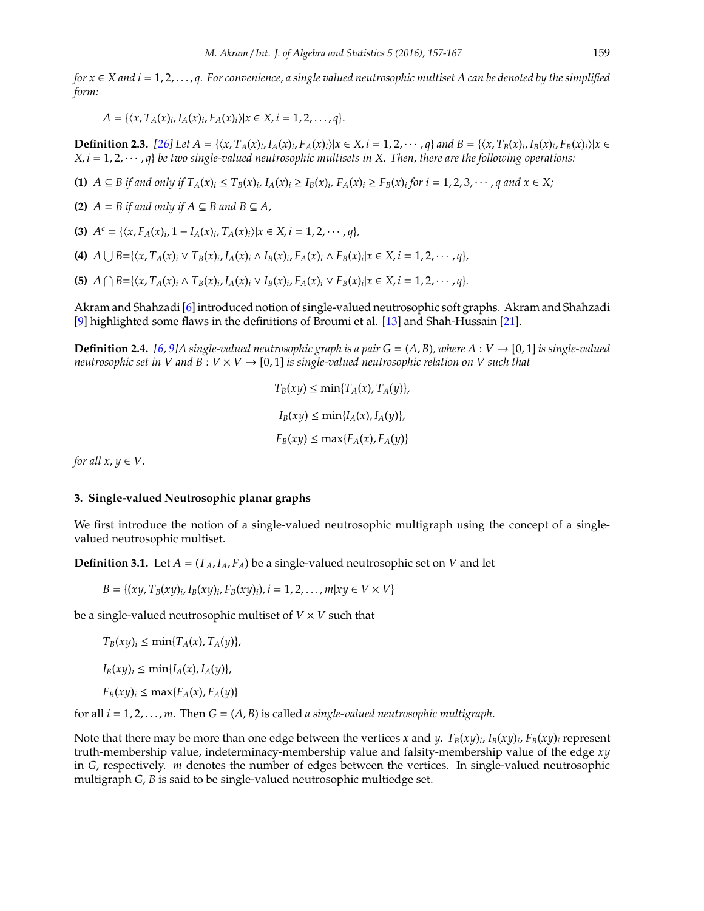*for $x \in X$ and $i = 1, 2, \ldots, q$. For convenience, a single valued neutrosophic multiset $A$ can be denoted by the simplified form:*

$$A = \{\langle x, T_A(x)_i, I_A(x)_i, F_A(x)_i\rangle | x \in X, i = 1, 2, \ldots, q\}.$$

**Definition 2.3.** *[26] Let $A = \{\langle x, T_A(x)_i, I_A(x)_i, F_A(x)_i\rangle | x \in X, i = 1, 2, \cdots, q\}$ and $B = \{\langle x, T_B(x)_i, I_B(x)_i, F_B(x)_i\rangle | x \in X, i = 1, 2, \cdots, q\}$ be two single-valued neutrosophic multisets in $X$. Then, there are the following operations:*

**(1)** *$A \subseteq B$ if and only if $T_A(x)_i \leq T_B(x)_i$, $I_A(x)_i \geq I_B(x)_i$, $F_A(x)_i \geq F_B(x)_i$ for $i = 1, 2, 3, \cdots, q$ and $x \in X$;*

**(2)** *$A = B$ if and only if $A \subseteq B$ and $B \subseteq A$,*

**(3)** *$A^c = \{\langle x, F_A(x)_i, 1 - I_A(x)_i, T_A(x)_i\rangle | x \in X, i = 1, 2, \cdots, q\}$,*

**(4)** *$A \bigcup B = \{\langle x, T_A(x)_i \vee T_B(x)_i, I_A(x)_i \wedge I_B(x)_i, F_A(x)_i \wedge F_B(x)_i | x \in X, i = 1, 2, \cdots, q\}$,*

**(5)** *$A \bigcap B = \{\langle x, T_A(x)_i \wedge T_B(x)_i, I_A(x)_i \vee I_B(x)_i, F_A(x)_i \vee F_B(x)_i | x \in X, i = 1, 2, \cdots, q\}$.*

Akram and Shahzadi [6] introduced notion of single-valued neutrosophic soft graphs. Akram and Shahzadi [9] highlighted some flaws in the definitions of Broumi et al. [13] and Shah-Hussain [21].

**Definition 2.4.** *[6, 9] A single-valued neutrosophic graph is a pair $G = (A, B)$, where $A : V \to [0, 1]$ is single-valued neutrosophic set in $V$ and $B : V \times V \to [0, 1]$ is single-valued neutrosophic relation on $V$ such that*

$$T_B(xy) \leq \min\{T_A(x), T_A(y)\},$$

$$I_B(xy) \leq \min\{I_A(x), I_A(y)\},$$

$$F_B(xy) \leq \max\{F_A(x), F_A(y)\}$$

*for all $x, y \in V$.*

## 3. Single-valued Neutrosophic planar graphs

We first introduce the notion of a single-valued neutrosophic multigraph using the concept of a single-valued neutrosophic multiset.

**Definition 3.1.** Let $A = (T_A, I_A, F_A)$ be a single-valued neutrosophic set on $V$ and let

$$B = \{(xy, T_B(xy)_i, I_B(xy)_i, F_B(xy)_i), i = 1, 2, \ldots, m | xy \in V \times V\}$$

be a single-valued neutrosophic multiset of $V \times V$ such that

$$T_B(xy)_i \leq \min\{T_A(x), T_A(y)\},$$

$$I_B(xy)_i \leq \min\{I_A(x), I_A(y)\},$$

$$F_B(xy)_i \leq \max\{F_A(x), F_A(y)\}$$

for all $i = 1, 2, \ldots, m$. Then $G = (A, B)$ is called *a single-valued neutrosophic multigraph*.

Note that there may be more than one edge between the vertices $x$ and $y$. $T_B(xy)_i$, $I_B(xy)_i$, $F_B(xy)_i$ represent truth-membership value, indeterminacy-membership value and falsity-membership value of the edge $xy$ in $G$, respectively. $m$ denotes the number of edges between the vertices. In single-valued neutrosophic multigraph $G$, $B$ is said to be single-valued neutrosophic multiedge set.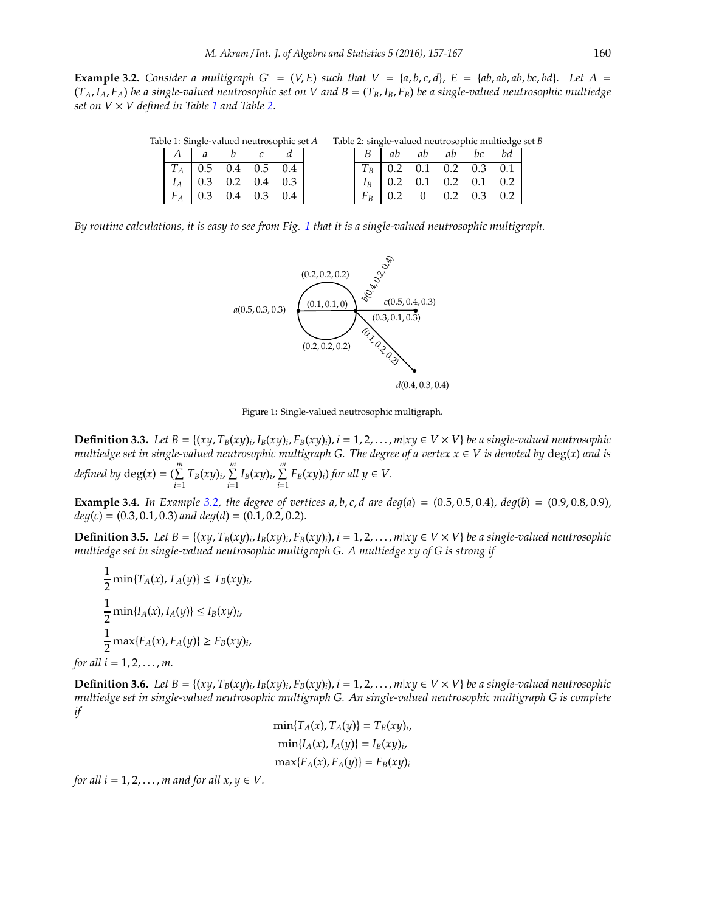**Example 3.2.** *Consider a multigraph $G^* = (V, E)$ such that $V = \{a, b, c, d\}$, $E = \{ab, ab, ab, bc, bd\}$. Let $A = (T_A, I_A, F_A)$ be a single-valued neutrosophic set on $V$ and $B = (T_B, I_B, F_B)$ be a single-valued neutrosophic multiedge set on $V \times V$ defined in Table 1 and Table 2.*

Table 1: Single-valued neutrosophic set $A$

| $A$ | $a$ | $b$ | $c$ | $d$ |
|---|---|---|---|---|
| $T_A$ | 0.5 | 0.4 | 0.5 | 0.4 |
| $I_A$ | 0.3 | 0.2 | 0.4 | 0.3 |
| $F_A$ | 0.3 | 0.4 | 0.3 | 0.4 |

Table 2: single-valued neutrosophic multiedge set $B$

| $B$ | $ab$ | $ab$ | $ab$ | $bc$ | $bd$ |
|---|---|---|---|---|---|
| $T_B$ | 0.2 | 0.1 | 0.2 | 0.3 | 0.1 |
| $I_B$ | 0.2 | 0.1 | 0.2 | 0.1 | 0.2 |
| $F_B$ | 0.2 | 0 | 0.2 | 0.3 | 0.2 |

*By routine calculations, it is easy to see from Fig. 1 that it is a single-valued neutrosophic multigraph.*

Figure 1: Single-valued neutrosophic multigraph.

**Definition 3.3.** *Let $B = \{(xy, T_B(xy)_i, I_B(xy)_i, F_B(xy)_i), i = 1, 2, \ldots, m | xy \in V \times V\}$ be a single-valued neutrosophic multiedge set in single-valued neutrosophic multigraph $G$. The degree of a vertex $x \in V$ is denoted by $\deg(x)$ and is defined by $\deg(x) = (\sum_{i=1}^{m} T_B(xy)_i, \sum_{i=1}^{m} I_B(xy)_i, \sum_{i=1}^{m} F_B(xy)_i)$ for all $y \in V$.*

**Example 3.4.** *In Example 3.2, the degree of vertices $a, b, c, d$ are $deg(a) = (0.5, 0.5, 0.4)$, $deg(b) = (0.9, 0.8, 0.9)$, $deg(c) = (0.3, 0.1, 0.3)$ and $deg(d) = (0.1, 0.2, 0.2)$.*

**Definition 3.5.** *Let $B = \{(xy, T_B(xy)_i, I_B(xy)_i, F_B(xy)_i), i = 1, 2, \ldots, m | xy \in V \times V\}$ be a single-valued neutrosophic multiedge set in single-valued neutrosophic multigraph $G$. A multiedge $xy$ of $G$ is strong if*

$$\frac{1}{2}\min\{T_A(x), T_A(y)\} \leq T_B(xy)_i,$$
$$\frac{1}{2}\min\{I_A(x), I_A(y)\} \leq I_B(xy)_i,$$
$$\frac{1}{2}\max\{F_A(x), F_A(y)\} \geq F_B(xy)_i,$$

*for all $i = 1, 2, \ldots, m$.*

**Definition 3.6.** *Let $B = \{(xy, T_B(xy)_i, I_B(xy)_i, F_B(xy)_i), i = 1, 2, \ldots, m | xy \in V \times V\}$ be a single-valued neutrosophic multiedge set in single-valued neutrosophic multigraph $G$. An single-valued neutrosophic multigraph $G$ is complete if*

$$\min\{T_A(x), T_A(y)\} = T_B(xy)_i,$$
$$\min\{I_A(x), I_A(y)\} = I_B(xy)_i,$$
$$\max\{F_A(x), F_A(y)\} = F_B(xy)_i$$

*for all $i = 1, 2, \ldots, m$ and for all $x, y \in V$.*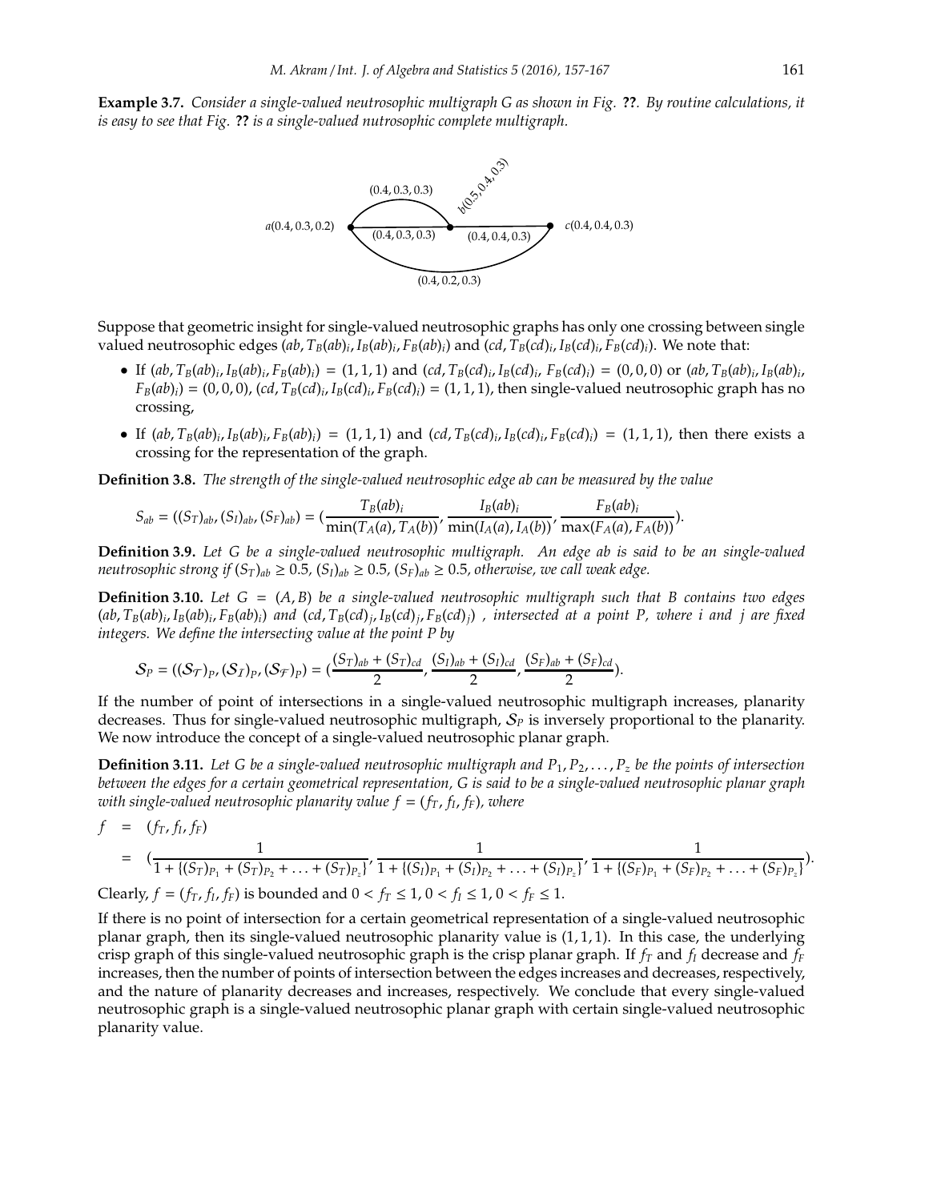**Example 3.7.** *Consider a single-valued neutrosophic multigraph G as shown in Fig.* **??**. *By routine calculations, it is easy to see that Fig.* **??** *is a single-valued nutrosophic complete multigraph.*

Suppose that geometric insight for single-valued neutrosophic graphs has only one crossing between single valued neutrosophic edges $(ab, T_B(ab)_i, I_B(ab)_i, F_B(ab)_i)$ and $(cd, T_B(cd)_i, I_B(cd)_i, F_B(cd)_i)$. We note that:

- If $(ab, T_B(ab)_i, I_B(ab)_i, F_B(ab)_i) = (1, 1, 1)$ and $(cd, T_B(cd)_i, I_B(cd)_i, F_B(cd)_i) = (0, 0, 0)$ or $(ab, T_B(ab)_i, I_B(ab)_i, F_B(ab)_i) = (0, 0, 0)$, $(cd, T_B(cd)_i, I_B(cd)_i, F_B(cd)_i) = (1, 1, 1)$, then single-valued neutrosophic graph has no crossing,
- If $(ab, T_B(ab)_i, I_B(ab)_i, F_B(ab)_i) = (1, 1, 1)$ and $(cd, T_B(cd)_i, I_B(cd)_i, F_B(cd)_i) = (1, 1, 1)$, then there exists a crossing for the representation of the graph.

**Definition 3.8.** *The strength of the single-valued neutrosophic edge ab can be measured by the value*

$$S_{ab} = ((S_T)_{ab}, (S_I)_{ab}, (S_F)_{ab}) = \left(\frac{T_B(ab)_i}{\min(T_A(a), T_A(b))}, \frac{I_B(ab)_i}{\min(I_A(a), I_A(b))}, \frac{F_B(ab)_i}{\max(F_A(a), F_A(b))}\right).$$

**Definition 3.9.** *Let G be a single-valued neutrosophic multigraph. An edge ab is said to be an single-valued neutrosophic strong if $(S_T)_{ab} \geq 0.5$, $(S_I)_{ab} \geq 0.5$, $(S_F)_{ab} \geq 0.5$, otherwise, we call weak edge.*

**Definition 3.10.** *Let $G = (A, B)$ be a single-valued neutrosophic multigraph such that B contains two edges $(ab, T_B(ab)_i, I_B(ab)_i, F_B(ab)_i)$ and $(cd, T_B(cd)_j, I_B(cd)_j, F_B(cd)_j)$ , intersected at a point P, where i and j are fixed integers. We define the intersecting value at the point P by*

$$\mathcal{S}_P = ((\mathcal{S}_{\mathcal{T}})_P, (\mathcal{S}_{\mathcal{I}})_P, (\mathcal{S}_{\mathcal{F}})_P) = \left(\frac{(S_T)_{ab} + (S_T)_{cd}}{2}, \frac{(S_I)_{ab} + (S_I)_{cd}}{2}, \frac{(S_F)_{ab} + (S_F)_{cd}}{2}\right).$$

If the number of point of intersections in a single-valued neutrosophic multigraph increases, planarity decreases. Thus for single-valued neutrosophic multigraph, $\mathcal{S}_P$ is inversely proportional to the planarity. We now introduce the concept of a single-valued neutrosophic planar graph.

**Definition 3.11.** *Let G be a single-valued neutrosophic multigraph and $P_1, P_2, \ldots, P_z$ be the points of intersection between the edges for a certain geometrical representation, G is said to be a single-valued neutrosophic planar graph with single-valued neutrosophic planarity value $f = (f_T, f_I, f_F)$, where*

$$\begin{aligned} f &= (f_T, f_I, f_F) \\ &= \left(\frac{1}{1 + \{(S_T)_{P_1} + (S_T)_{P_2} + \ldots + (S_T)_{P_z}\}}, \frac{1}{1 + \{(S_I)_{P_1} + (S_I)_{P_2} + \ldots + (S_I)_{P_z}\}}, \frac{1}{1 + \{(S_F)_{P_1} + (S_F)_{P_2} + \ldots + (S_F)_{P_z}\}}\right). \end{aligned}$$

Clearly, $f = (f_T, f_I, f_F)$ is bounded and $0 < f_T \leq 1$, $0 < f_I \leq 1$, $0 < f_F \leq 1$.

If there is no point of intersection for a certain geometrical representation of a single-valued neutrosophic planar graph, then its single-valued neutrosophic planarity value is $(1, 1, 1)$. In this case, the underlying crisp graph of this single-valued neutrosophic graph is the crisp planar graph. If $f_T$ and $f_I$ decrease and $f_F$ increases, then the number of points of intersection between the edges increases and decreases, respectively, and the nature of planarity decreases and increases, respectively. We conclude that every single-valued neutrosophic graph is a single-valued neutrosophic planar graph with certain single-valued neutrosophic planarity value.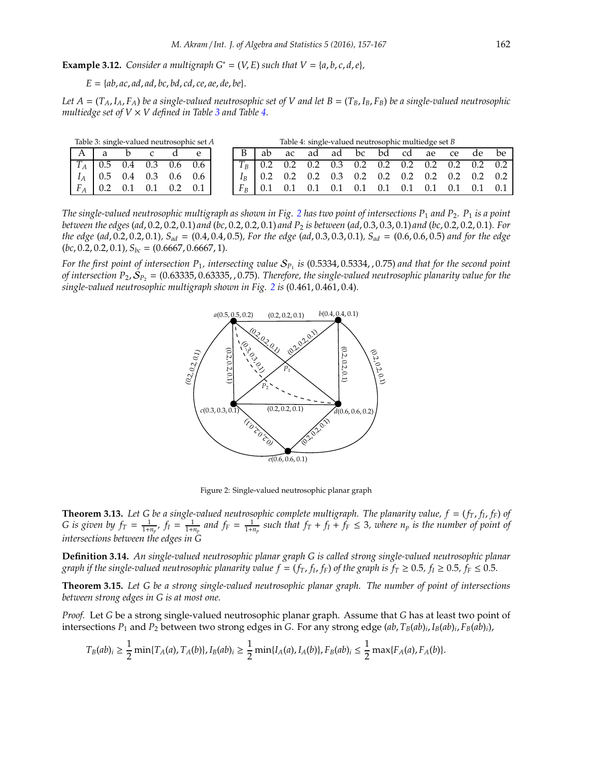**Example 3.12.** *Consider a multigraph $G^* = (V, E)$ such that $V = \{a, b, c, d, e\}$,*

$$E = \{ab, ac, ad, ad, bc, bd, cd, ce, ae, de, be\}.$$

*Let $A = (T_A, I_A, F_A)$ be a single-valued neutrosophic set of $V$ and let $B = (T_B, I_B, F_B)$ be a single-valued neutrosophic multiedge set of $V \times V$ defined in Table 3 and Table 4.*

Table 3: single-valued neutrosophic set $A$

| A | a | b | c | d | e |
|---|---|---|---|---|---|
| $T_A$ | 0.5 | 0.4 | 0.3 | 0.6 | 0.6 |
| $I_A$ | 0.5 | 0.4 | 0.3 | 0.6 | 0.6 |
| $F_A$ | 0.2 | 0.1 | 0.1 | 0.2 | 0.1 |

Table 4: single-valued neutrosophic multiedge set $B$

| B | ab | ac | ad | ad | bc | bd | cd | ae | ce | de | be |
|---|---|---|---|---|---|---|---|---|---|---|---|
| $T_B$ | 0.2 | 0.2 | 0.2 | 0.3 | 0.2 | 0.2 | 0.2 | 0.2 | 0.2 | 0.2 | 0.2 |
| $I_B$ | 0.2 | 0.2 | 0.2 | 0.3 | 0.2 | 0.2 | 0.2 | 0.2 | 0.2 | 0.2 | 0.2 |
| $F_B$ | 0.1 | 0.1 | 0.1 | 0.1 | 0.1 | 0.1 | 0.1 | 0.1 | 0.1 | 0.1 | 0.1 |

*The single-valued neutrosophic multigraph as shown in Fig. 2 has two point of intersections $P_1$ and $P_2$. $P_1$ is a point between the edges $(ad, 0.2, 0.2, 0.1)$ and $(bc, 0.2, 0.2, 0.1)$ and $P_2$ is between $(ad, 0.3, 0.3, 0.1)$ and $(bc, 0.2, 0.2, 0.1)$. For the edge $(ad, 0.2, 0.2, 0.1)$, $S_{ad} = (0.4, 0.4, 0.5)$, For the edge $(ad, 0.3, 0.3, 0.1)$, $S_{ad} = (0.6, 0.6, 0.5)$ and for the edge $(bc, 0.2, 0.2, 0.1)$, $S_{bc} = (0.6667, 0.6667, 1)$.*

*For the first point of intersection $P_1$, intersecting value $\mathcal{S}_{P_1}$ is $(0.5334, 0.5334, , 0.75)$ and that for the second point of intersection $P_2$, $\mathcal{S}_{P_2} = (0.63335, 0.63335, , 0.75)$. Therefore, the single-valued neutrosophic planarity value for the single-valued neutrosophic multigraph shown in Fig. 2 is $(0.461, 0.461, 0.4)$.*

Figure 2: Single-valued neutrosophic planar graph

**Theorem 3.13.** *Let $G$ be a single-valued neutrosophic complete multigraph. The planarity value, $f = (f_T, f_I, f_F)$ of $G$ is given by $f_T = \frac{1}{1+n_p}$, $f_I = \frac{1}{1+n_p}$ and $f_F = \frac{1}{1+n_p}$ such that $f_T + f_I + f_F \leq 3$, where $n_p$ is the number of point of intersections between the edges in $G$*

**Definition 3.14.** *An single-valued neutrosophic planar graph $G$ is called strong single-valued neutrosophic planar graph if the single-valued neutrosophic planarity value $f = (f_T, f_I, f_F)$ of the graph is $f_T \geq 0.5$, $f_I \geq 0.5$, $f_F \leq 0.5$.*

**Theorem 3.15.** *Let $G$ be a strong single-valued neutrosophic planar graph. The number of point of intersections between strong edges in $G$ is at most one.*

*Proof.* Let $G$ be a strong single-valued neutrosophic planar graph. Assume that $G$ has at least two point of intersections $P_1$ and $P_2$ between two strong edges in $G$. For any strong edge $(ab, T_B(ab)_i, I_B(ab)_i, F_B(ab)_i)$,

$$T_B(ab)_i \geq \frac{1}{2}\min\{T_A(a), T_A(b)\}, I_B(ab)_i \geq \frac{1}{2}\min\{I_A(a), I_A(b)\}, F_B(ab)_i \leq \frac{1}{2}\max\{F_A(a), F_A(b)\}.$$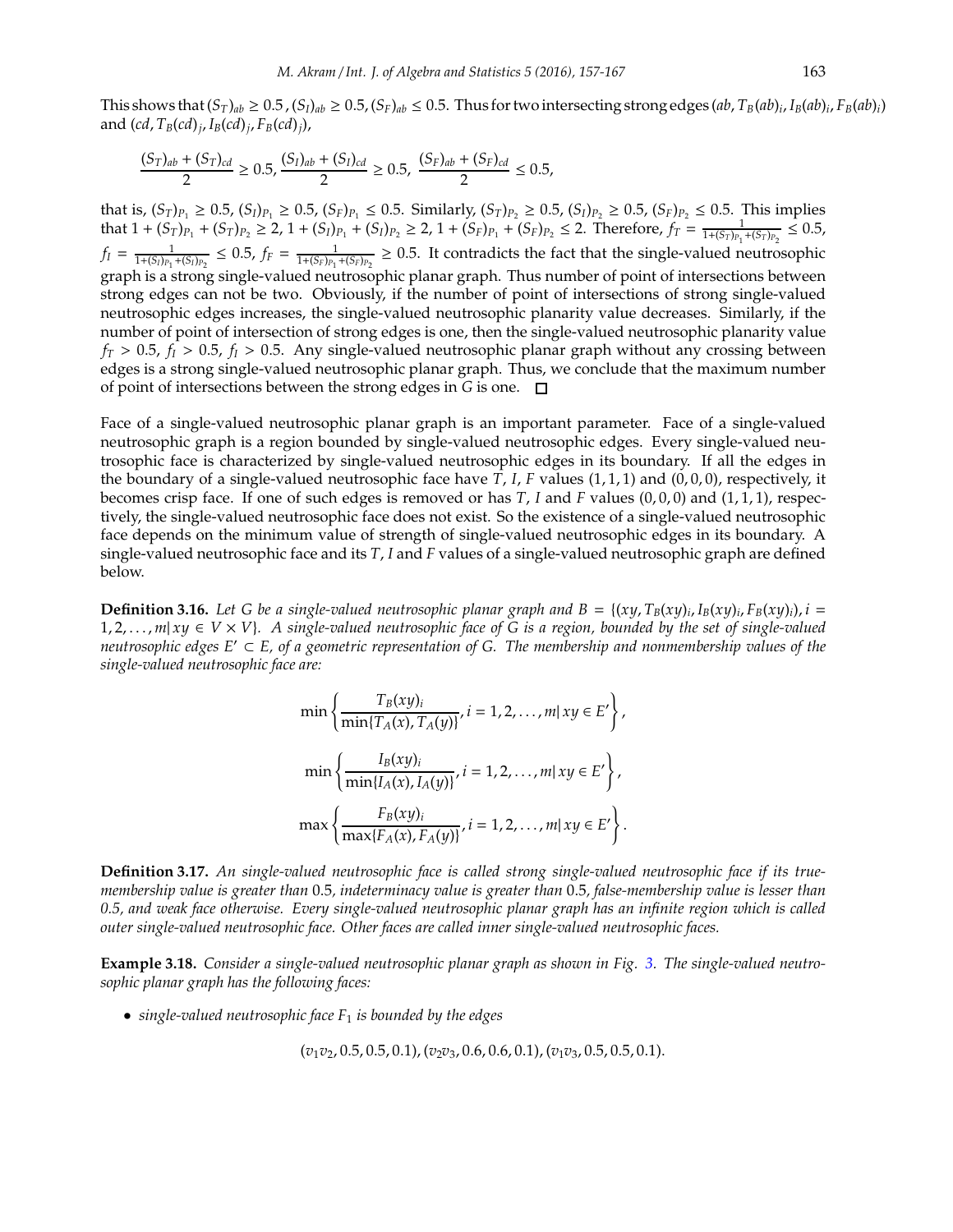This shows that $(S_T)_{ab} \geq 0.5$ , $(S_I)_{ab} \geq 0.5$, $(S_F)_{ab} \leq 0.5$. Thus for two intersecting strong edges $(ab, T_B(ab)_i, I_B(ab)_i, F_B(ab)_i)$ and $(cd, T_B(cd)_j, I_B(cd)_j, F_B(cd)_j)$,

$$\frac{(S_T)_{ab} + (S_T)_{cd}}{2} \geq 0.5, \frac{(S_I)_{ab} + (S_I)_{cd}}{2} \geq 0.5, \frac{(S_F)_{ab} + (S_F)_{cd}}{2} \leq 0.5,$$

that is, $(S_T)_{P_1} \geq 0.5$, $(S_I)_{P_1} \geq 0.5$, $(S_F)_{P_1} \leq 0.5$. Similarly, $(S_T)_{P_2} \geq 0.5$, $(S_I)_{P_2} \geq 0.5$, $(S_F)_{P_2} \leq 0.5$. This implies that $1 + (S_T)_{P_1} + (S_T)_{P_2} \geq 2$, $1 + (S_I)_{P_1} + (S_I)_{P_2} \geq 2$, $1 + (S_F)_{P_1} + (S_F)_{P_2} \leq 2$. Therefore, $f_T = \frac{1}{1+(S_T)_{P_1}+(S_T)_{P_2}} \leq 0.5$, $f_I = \frac{1}{1+(S_I)_{P_1}+(S_I)_{P_2}} \leq 0.5$, $f_F = \frac{1}{1+(S_F)_{P_1}+(S_F)_{P_2}} \geq 0.5$. It contradicts the fact that the single-valued neutrosophic graph is a strong single-valued neutrosophic planar graph. Thus number of point of intersections between strong edges can not be two. Obviously, if the number of point of intersections of strong single-valued neutrosophic edges increases, the single-valued neutrosophic planarity value decreases. Similarly, if the number of point of intersection of strong edges is one, then the single-valued neutrosophic planarity value $f_T > 0.5$, $f_I > 0.5$, $f_I > 0.5$. Any single-valued neutrosophic planar graph without any crossing between edges is a strong single-valued neutrosophic planar graph. Thus, we conclude that the maximum number of point of intersections between the strong edges in $G$ is one. □

Face of a single-valued neutrosophic planar graph is an important parameter. Face of a single-valued neutrosophic graph is a region bounded by single-valued neutrosophic edges. Every single-valued neutrosophic face is characterized by single-valued neutrosophic edges in its boundary. If all the edges in the boundary of a single-valued neutrosophic face have $T$, $I$, $F$ values $(1, 1, 1)$ and $(0, 0, 0)$, respectively, it becomes crisp face. If one of such edges is removed or has $T$, $I$ and $F$ values $(0, 0, 0)$ and $(1, 1, 1)$, respectively, the single-valued neutrosophic face does not exist. So the existence of a single-valued neutrosophic face depends on the minimum value of strength of single-valued neutrosophic edges in its boundary. A single-valued neutrosophic face and its $T$, $I$ and $F$ values of a single-valued neutrosophic graph are defined below.

**Definition 3.16.** *Let $G$ be a single-valued neutrosophic planar graph and $B = \{(xy, T_B(xy)_i, I_B(xy)_i, F_B(xy)_i), i = 1, 2, \ldots, m | xy \in V \times V\}$. A single-valued neutrosophic face of $G$ is a region, bounded by the set of single-valued neutrosophic edges $E' \subset E$, of a geometric representation of $G$. The membership and nonmembership values of the single-valued neutrosophic face are:*

$$\min\left\{\frac{T_B(xy)_i}{\min\{T_A(x), T_A(y)\}}, i = 1, 2, \ldots, m | \, xy \in E'\right\},$$

$$\min\left\{\frac{I_B(xy)_i}{\min\{I_A(x), I_A(y)\}}, i = 1, 2, \ldots, m | \, xy \in E'\right\},$$

$$\max\left\{\frac{F_B(xy)_i}{\max\{F_A(x), F_A(y)\}}, i = 1, 2, \ldots, m | \, xy \in E'\right\}.$$

**Definition 3.17.** *An single-valued neutrosophic face is called strong single-valued neutrosophic face if its true-membership value is greater than 0.5, indeterminacy value is greater than 0.5, false-membership value is lesser than 0.5, and weak face otherwise. Every single-valued neutrosophic planar graph has an infinite region which is called outer single-valued neutrosophic face. Other faces are called inner single-valued neutrosophic faces.*

**Example 3.18.** *Consider a single-valued neutrosophic planar graph as shown in Fig. 3. The single-valued neutrosophic planar graph has the following faces:*

- *single-valued neutrosophic face $F_1$ is bounded by the edges*

$$(v_1v_2, 0.5, 0.5, 0.1), (v_2v_3, 0.6, 0.6, 0.1), (v_1v_3, 0.5, 0.5, 0.1).$$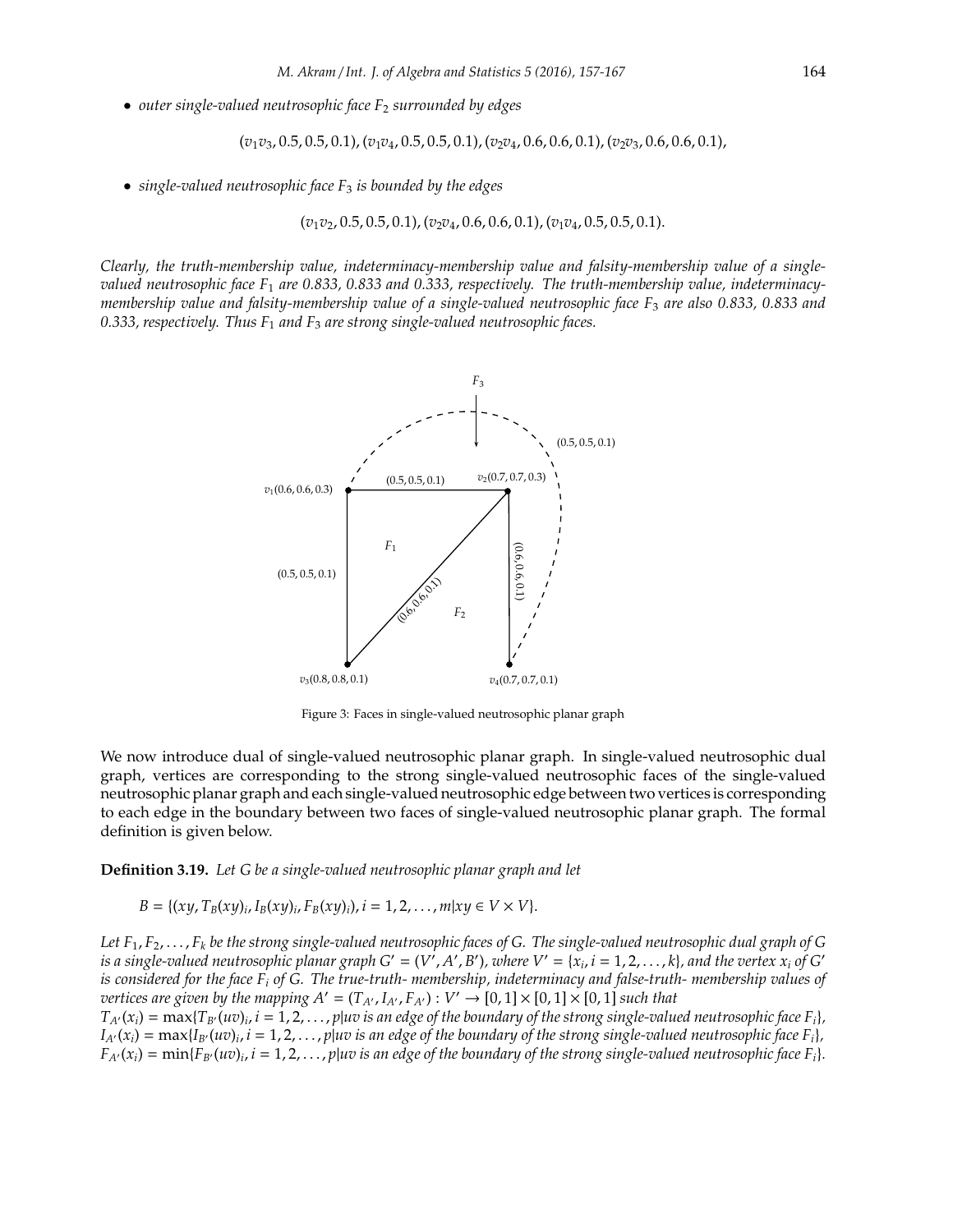- *outer single-valued neutrosophic face $F_2$ surrounded by edges*

$$(v_1v_3, 0.5, 0.5, 0.1), (v_1v_4, 0.5, 0.5, 0.1), (v_2v_4, 0.6, 0.6, 0.1), (v_2v_3, 0.6, 0.6, 0.1),$$

- *single-valued neutrosophic face $F_3$ is bounded by the edges*

$$(v_1v_2, 0.5, 0.5, 0.1), (v_2v_4, 0.6, 0.6, 0.1), (v_1v_4, 0.5, 0.5, 0.1).$$

*Clearly, the truth-membership value, indeterminacy-membership value and falsity-membership value of a single-valued neutrosophic face $F_1$ are 0.833, 0.833 and 0.333, respectively. The truth-membership value, indeterminacy-membership value and falsity-membership value of a single-valued neutrosophic face $F_3$ are also 0.833, 0.833 and 0.333, respectively. Thus $F_1$ and $F_3$ are strong single-valued neutrosophic faces.*

Figure 3: Faces in single-valued neutrosophic planar graph

We now introduce dual of single-valued neutrosophic planar graph. In single-valued neutrosophic dual graph, vertices are corresponding to the strong single-valued neutrosophic faces of the single-valued neutrosophic planar graph and each single-valued neutrosophic edge between two vertices is corresponding to each edge in the boundary between two faces of single-valued neutrosophic planar graph. The formal definition is given below.

**Definition 3.19.** *Let $G$ be a single-valued neutrosophic planar graph and let*

$$B = \{(xy, T_B(xy)_i, I_B(xy)_i, F_B(xy)_i), i = 1, 2, \ldots, m | xy \in V \times V\}.$$

*Let $F_1, F_2, \ldots, F_k$ be the strong single-valued neutrosophic faces of $G$. The single-valued neutrosophic dual graph of $G$ is a single-valued neutrosophic planar graph $G' = (V', A', B')$, where $V' = \{x_i, i = 1, 2, \ldots, k\}$, and the vertex $x_i$ of $G'$ is considered for the face $F_i$ of $G$. The true-truth- membership, indeterminacy and false-truth- membership values of vertices are given by the mapping $A' = (T_{A'}, I_{A'}, F_{A'}) : V' \rightarrow [0, 1] \times [0, 1] \times [0, 1]$ such that*
*$T_{A'}(x_i) = \max\{T_{B'}(uv)_i, i = 1, 2, \ldots, p | uv$ is an edge of the boundary of the strong single-valued neutrosophic face $F_i\}$,*
*$I_{A'}(x_i) = \max\{I_{B'}(uv)_i, i = 1, 2, \ldots, p | uv$ is an edge of the boundary of the strong single-valued neutrosophic face $F_i\}$,*
*$F_{A'}(x_i) = \min\{F_{B'}(uv)_i, i = 1, 2, \ldots, p | uv$ is an edge of the boundary of the strong single-valued neutrosophic face $F_i\}$.*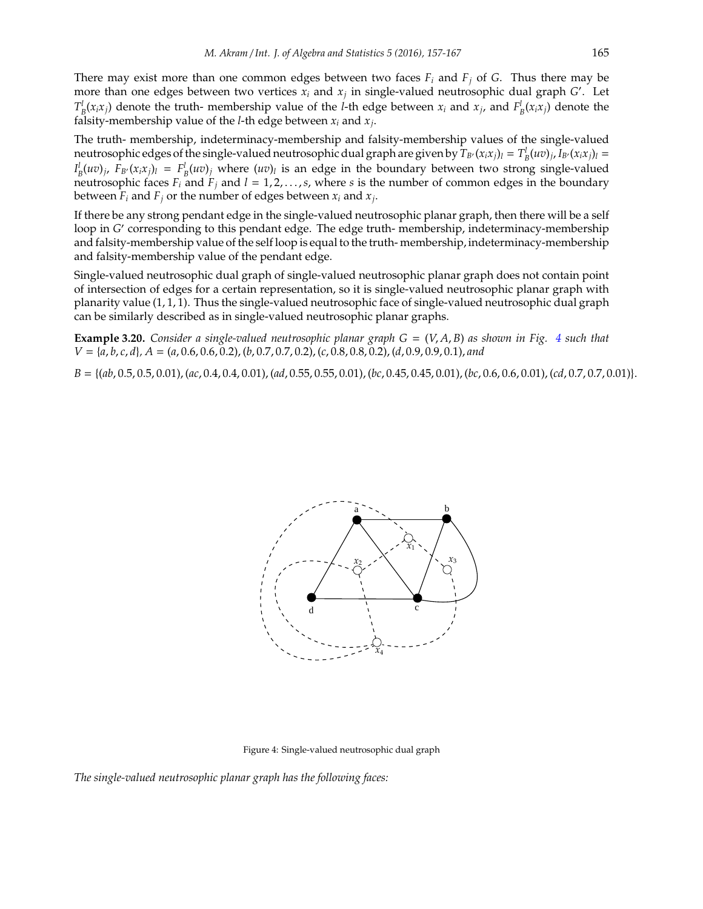There may exist more than one common edges between two faces $F_i$ and $F_j$ of $G$. Thus there may be more than one edges between two vertices $x_i$ and $x_j$ in single-valued neutrosophic dual graph $G'$. Let $T^l_B(x_ix_j)$ denote the truth- membership value of the $l$-th edge between $x_i$ and $x_j$, and $F^l_B(x_ix_j)$ denote the falsity-membership value of the $l$-th edge between $x_i$ and $x_j$.

The truth- membership, indeterminacy-membership and falsity-membership values of the single-valued neutrosophic edges of the single-valued neutrosophic dual graph are given by $T_{B'}(x_ix_j)_l = T^l_B(uv)_j$, $I_{B'}(x_ix_j)_l = I^l_B(uv)_j$, $F_{B'}(x_ix_j)_l = F^l_B(uv)_j$ where $(uv)_l$ is an edge in the boundary between two strong single-valued neutrosophic faces $F_i$ and $F_j$ and $l = 1, 2, \ldots, s$, where $s$ is the number of common edges in the boundary between $F_i$ and $F_j$ or the number of edges between $x_i$ and $x_j$.

If there be any strong pendant edge in the single-valued neutrosophic planar graph, then there will be a self loop in $G'$ corresponding to this pendant edge. The edge truth- membership, indeterminacy-membership and falsity-membership value of the self loop is equal to the truth- membership, indeterminacy-membership and falsity-membership value of the pendant edge.

Single-valued neutrosophic dual graph of single-valued neutrosophic planar graph does not contain point of intersection of edges for a certain representation, so it is single-valued neutrosophic planar graph with planarity value $(1, 1, 1)$. Thus the single-valued neutrosophic face of single-valued neutrosophic dual graph can be similarly described as in single-valued neutrosophic planar graphs.

**Example 3.20.** *Consider a single-valued neutrosophic planar graph $G = (V, A, B)$ as shown in Fig. 4 such that $V = \{a, b, c, d\}$, $A = (a, 0.6, 0.6, 0.2), (b, 0.7, 0.7, 0.2), (c, 0.8, 0.8, 0.2), (d, 0.9, 0.9, 0.1)$, and*

$B = \{(ab, 0.5, 0.5, 0.01), (ac, 0.4, 0.4, 0.01), (ad, 0.55, 0.55, 0.01), (bc, 0.45, 0.45, 0.01), (bc, 0.6, 0.6, 0.01), (cd, 0.7, 0.7, 0.01)\}$.

Figure 4: Single-valued neutrosophic dual graph

*The single-valued neutrosophic planar graph has the following faces:*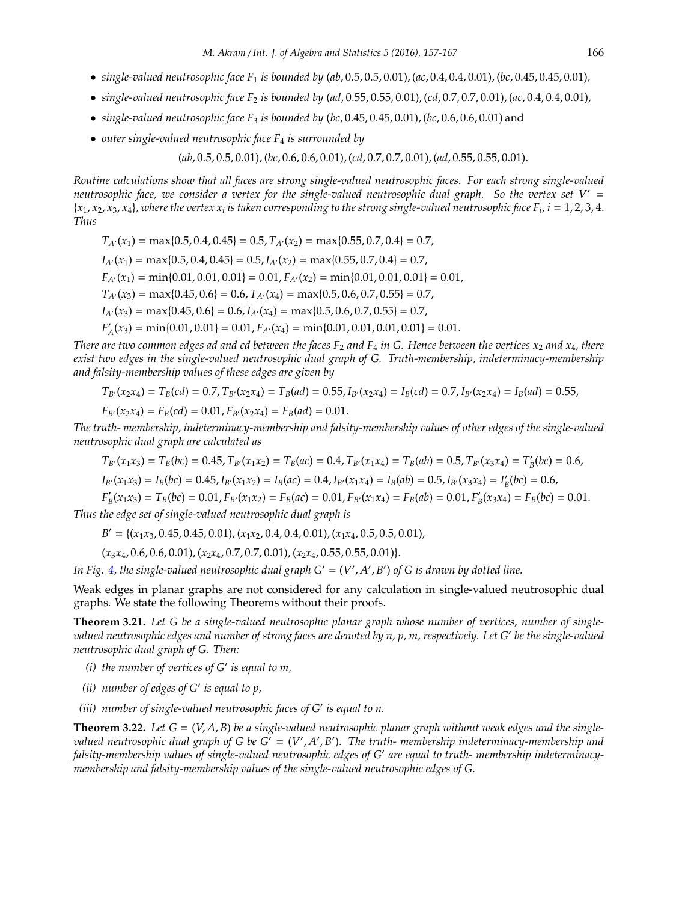- *single-valued neutrosophic face $F_1$ is bounded by* $(ab, 0.5, 0.5, 0.01), (ac, 0.4, 0.4, 0.01), (bc, 0.45, 0.45, 0.01)$,
- *single-valued neutrosophic face $F_2$ is bounded by* $(ad, 0.55, 0.55, 0.01), (cd, 0.7, 0.7, 0.01), (ac, 0.4, 0.4, 0.01)$,
- *single-valued neutrosophic face $F_3$ is bounded by* $(bc, 0.45, 0.45, 0.01), (bc, 0.6, 0.6, 0.01)$ and
- *outer single-valued neutrosophic face $F_4$ is surrounded by*

$$(ab, 0.5, 0.5, 0.01), (bc, 0.6, 0.6, 0.01), (cd, 0.7, 0.7, 0.01), (ad, 0.55, 0.55, 0.01).$$

*Routine calculations show that all faces are strong single-valued neutrosophic faces. For each strong single-valued neutrosophic face, we consider a vertex for the single-valued neutrosophic dual graph. So the vertex set $V' = \{x_1, x_2, x_3, x_4\}$, where the vertex $x_i$ is taken corresponding to the strong single-valued neutrosophic face $F_i$, $i = 1, 2, 3, 4$. Thus*

$$T_{A'}(x_1) = \max\{0.5, 0.4, 0.45\} = 0.5, T_{A'}(x_2) = \max\{0.55, 0.7, 0.4\} = 0.7,$$

$$I_{A'}(x_1) = \max\{0.5, 0.4, 0.45\} = 0.5, I_{A'}(x_2) = \max\{0.55, 0.7, 0.4\} = 0.7,$$

$$F_{A'}(x_1) = \min\{0.01, 0.01, 0.01\} = 0.01, F_{A'}(x_2) = \min\{0.01, 0.01, 0.01\} = 0.01,$$

$$T_{A'}(x_3) = \max\{0.45, 0.6\} = 0.6, T_{A'}(x_4) = \max\{0.5, 0.6, 0.7, 0.55\} = 0.7,$$

$$I_{A'}(x_3) = \max\{0.45, 0.6\} = 0.6, I_{A'}(x_4) = \max\{0.5, 0.6, 0.7, 0.55\} = 0.7,$$

$$F'_A(x_3) = \min\{0.01, 0.01\} = 0.01, F_{A'}(x_4) = \min\{0.01, 0.01, 0.01, 0.01\} = 0.01.$$

*There are two common edges $ad$ and $cd$ between the faces $F_2$ and $F_4$ in $G$. Hence between the vertices $x_2$ and $x_4$, there exist two edges in the single-valued neutrosophic dual graph of $G$. Truth-membership, indeterminacy-membership and falsity-membership values of these edges are given by*

$$T_{B'}(x_2x_4) = T_B(cd) = 0.7, T_{B'}(x_2x_4) = T_B(ad) = 0.55, I_{B'}(x_2x_4) = I_B(cd) = 0.7, I_{B'}(x_2x_4) = I_B(ad) = 0.55,$$

$$F_{B'}(x_2x_4) = F_B(cd) = 0.01, F_{B'}(x_2x_4) = F_B(ad) = 0.01.$$

*The truth- membership, indeterminacy-membership and falsity-membership values of other edges of the single-valued neutrosophic dual graph are calculated as*

$$T_{B'}(x_1x_3) = T_B(bc) = 0.45, T_{B'}(x_1x_2) = T_B(ac) = 0.4, T_{B'}(x_1x_4) = T_B(ab) = 0.5, T_{B'}(x_3x_4) = T'_B(bc) = 0.6,$$

$$I_{B'}(x_1x_3) = I_B(bc) = 0.45, I_{B'}(x_1x_2) = I_B(ac) = 0.4, I_{B'}(x_1x_4) = I_B(ab) = 0.5, I_{B'}(x_3x_4) = I'_B(bc) = 0.6,$$

$$F'_B(x_1x_3) = T_B(bc) = 0.01, F_{B'}(x_1x_2) = F_B(ac) = 0.01, F_{B'}(x_1x_4) = F_B(ab) = 0.01, F'_B(x_3x_4) = F_B(bc) = 0.01.$$

*Thus the edge set of single-valued neutrosophic dual graph is*

$$B' = \{(x_1x_3, 0.45, 0.45, 0.01), (x_1x_2, 0.4, 0.4, 0.01), (x_1x_4, 0.5, 0.5, 0.01),$$

$$(x_3x_4, 0.6, 0.6, 0.01), (x_2x_4, 0.7, 0.7, 0.01), (x_2x_4, 0.55, 0.55, 0.01)\}.$$

*In Fig. 4, the single-valued neutrosophic dual graph $G' = (V', A', B')$ of $G$ is drawn by dotted line.*

Weak edges in planar graphs are not considered for any calculation in single-valued neutrosophic dual graphs. We state the following Theorems without their proofs.

**Theorem 3.21.** *Let $G$ be a single-valued neutrosophic planar graph whose number of vertices, number of single-valued neutrosophic edges and number of strong faces are denoted by $n$, $p$, $m$, respectively. Let $G'$ be the single-valued neutrosophic dual graph of $G$. Then:*

*(i) the number of vertices of $G'$ is equal to $m$,*

*(ii) number of edges of $G'$ is equal to $p$,*

*(iii) number of single-valued neutrosophic faces of $G'$ is equal to $n$.*

**Theorem 3.22.** *Let $G = (V, A, B)$ be a single-valued neutrosophic planar graph without weak edges and the single-valued neutrosophic dual graph of $G$ be $G' = (V', A', B')$. The truth- membership indeterminacy-membership and falsity-membership values of single-valued neutrosophic edges of $G'$ are equal to truth- membership indeterminacy-membership and falsity-membership values of the single-valued neutrosophic edges of $G$.*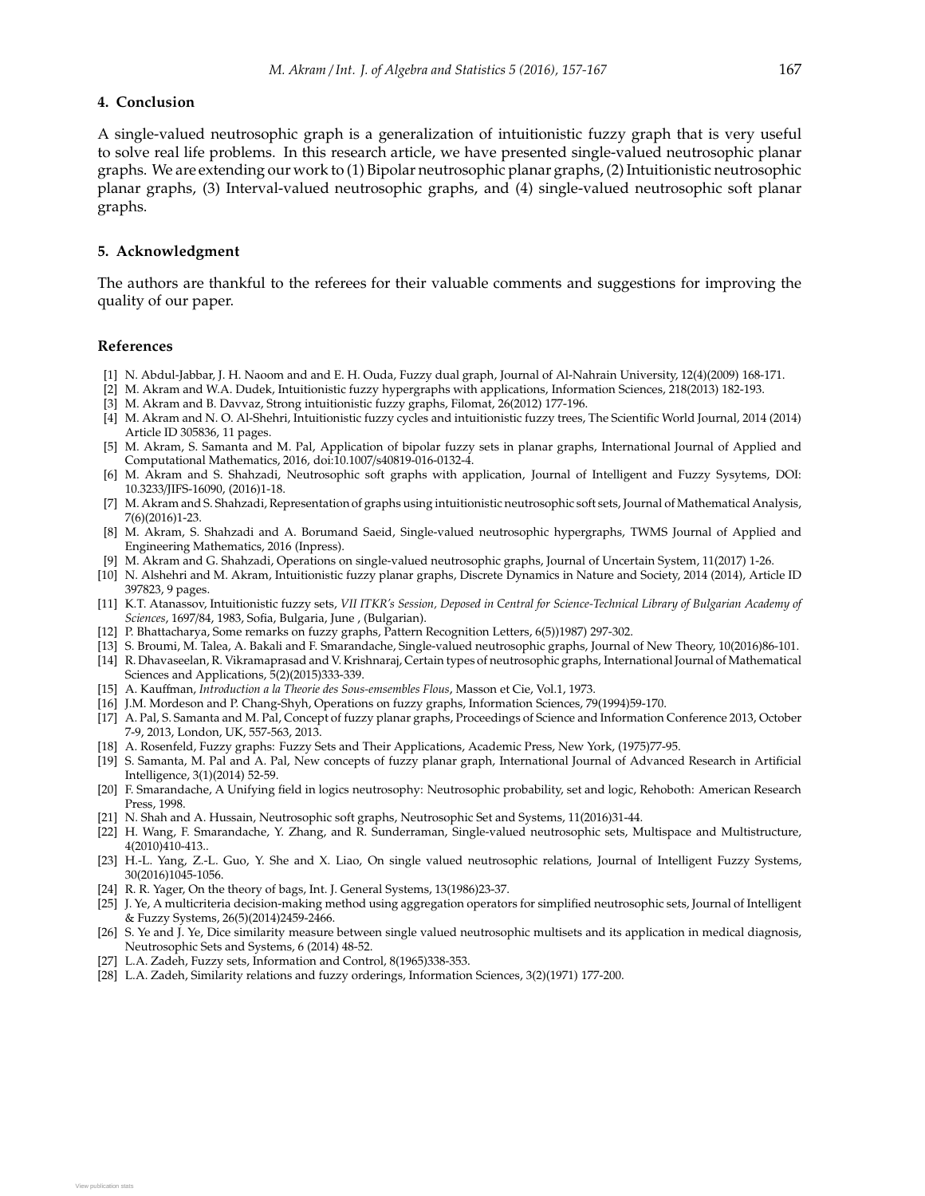## 4. Conclusion

A single-valued neutrosophic graph is a generalization of intuitionistic fuzzy graph that is very useful to solve real life problems. In this research article, we have presented single-valued neutrosophic planar graphs. We are extending our work to (1) Bipolar neutrosophic planar graphs, (2) Intuitionistic neutrosophic planar graphs, (3) Interval-valued neutrosophic graphs, and (4) single-valued neutrosophic soft planar graphs.

## 5. Acknowledgment

The authors are thankful to the referees for their valuable comments and suggestions for improving the quality of our paper.

## References

[1] N. Abdul-Jabbar, J. H. Naoom and and E. H. Ouda, Fuzzy dual graph, Journal of Al-Nahrain University, 12(4)(2009) 168-171.

[2] M. Akram and W.A. Dudek, Intuitionistic fuzzy hypergraphs with applications, Information Sciences, 218(2013) 182-193.

[3] M. Akram and B. Davvaz, Strong intuitionistic fuzzy graphs, Filomat, 26(2012) 177-196.

[4] M. Akram and N. O. Al-Shehri, Intuitionistic fuzzy cycles and intuitionistic fuzzy trees, The Scientific World Journal, 2014 (2014) Article ID 305836, 11 pages.

[5] M. Akram, S. Samanta and M. Pal, Application of bipolar fuzzy sets in planar graphs, International Journal of Applied and Computational Mathematics, 2016, doi:10.1007/s40819-016-0132-4.

[6] M. Akram and S. Shahzadi, Neutrosophic soft graphs with application, Journal of Intelligent and Fuzzy Sysytems, DOI: 10.3233/JIFS-16090, (2016)1-18.

[7] M. Akram and S. Shahzadi, Representation of graphs using intuitionistic neutrosophic soft sets, Journal of Mathematical Analysis, 7(6)(2016)1-23.

[8] M. Akram, S. Shahzadi and A. Borumand Saeid, Single-valued neutrosophic hypergraphs, TWMS Journal of Applied and Engineering Mathematics, 2016 (Inpress).

[9] M. Akram and G. Shahzadi, Operations on single-valued neutrosophic graphs, Journal of Uncertain System, 11(2017) 1-26.

[10] N. Alshehri and M. Akram, Intuitionistic fuzzy planar graphs, Discrete Dynamics in Nature and Society, 2014 (2014), Article ID 397823, 9 pages.

[11] K.T. Atanassov, Intuitionistic fuzzy sets, *VII ITKR's Session, Deposed in Central for Science-Technical Library of Bulgarian Academy of Sciences*, 1697/84, 1983, Sofia, Bulgaria, June , (Bulgarian).

[12] P. Bhattacharya, Some remarks on fuzzy graphs, Pattern Recognition Letters, 6(5))1987) 297-302.

[13] S. Broumi, M. Talea, A. Bakali and F. Smarandache, Single-valued neutrosophic graphs, Journal of New Theory, 10(2016)86-101.

[14] R. Dhavaseelan, R. Vikramaprasad and V. Krishnaraj, Certain types of neutrosophic graphs, International Journal of Mathematical Sciences and Applications, 5(2)(2015)333-339.

[15] A. Kauffman, *Introduction a la Theorie des Sous-emsembles Flous*, Masson et Cie, Vol.1, 1973.

[16] J.M. Mordeson and P. Chang-Shyh, Operations on fuzzy graphs, Information Sciences, 79(1994)59-170.

[17] A. Pal, S. Samanta and M. Pal, Concept of fuzzy planar graphs, Proceedings of Science and Information Conference 2013, October 7-9, 2013, London, UK, 557-563, 2013.

[18] A. Rosenfeld, Fuzzy graphs: Fuzzy Sets and Their Applications, Academic Press, New York, (1975)77-95.

[19] S. Samanta, M. Pal and A. Pal, New concepts of fuzzy planar graph, International Journal of Advanced Research in Artificial Intelligence, 3(1)(2014) 52-59.

[20] F. Smarandache, A Unifying field in logics neutrosophy: Neutrosophic probability, set and logic, Rehoboth: American Research Press, 1998.

[21] N. Shah and A. Hussain, Neutrosophic soft graphs, Neutrosophic Set and Systems, 11(2016)31-44.

[22] H. Wang, F. Smarandache, Y. Zhang, and R. Sunderraman, Single-valued neutrosophic sets, Multispace and Multistructure, 4(2010)410-413..

[23] H.-L. Yang, Z.-L. Guo, Y. She and X. Liao, On single valued neutrosophic relations, Journal of Intelligent Fuzzy Systems, 30(2016)1045-1056.

[24] R. R. Yager, On the theory of bags, Int. J. General Systems, 13(1986)23-37.

[25] J. Ye, A multicriteria decision-making method using aggregation operators for simplified neutrosophic sets, Journal of Intelligent & Fuzzy Systems, 26(5)(2014)2459-2466.

[26] S. Ye and J. Ye, Dice similarity measure between single valued neutrosophic multisets and its application in medical diagnosis, Neutrosophic Sets and Systems, 6 (2014) 48-52.

[27] L.A. Zadeh, Fuzzy sets, Information and Control, 8(1965)338-353.

[28] L.A. Zadeh, Similarity relations and fuzzy orderings, Information Sciences, 3(2)(1971) 177-200.